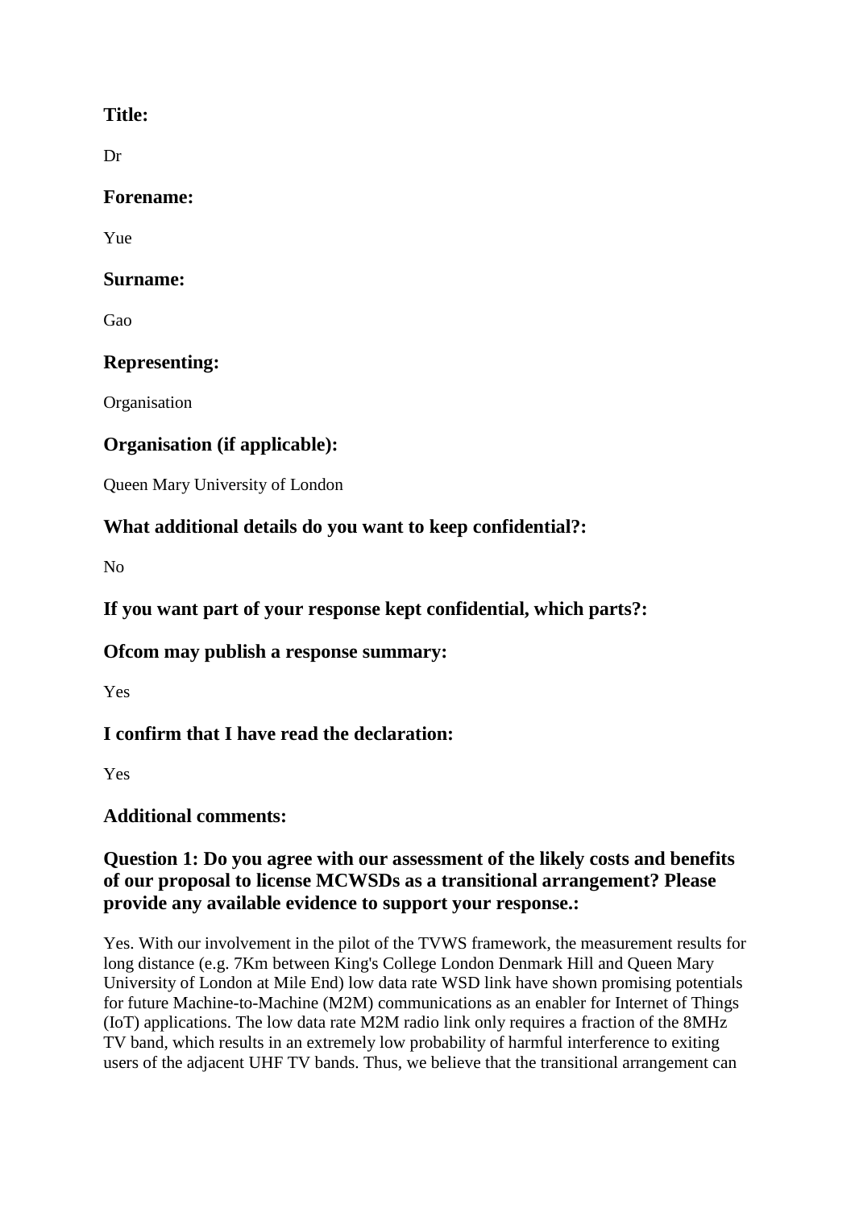## Title:

Dr

## Forename:

Yue

## Surname:

Gao

## Representing:

Organisation

## Organisation (if applicable):

Queen Mary University of London

## What additional details do you want to keep confidential?:

No

## If you want part of your response kept confidential, which parts?:

## Ofcom may publish a response summary:

Yes

## I confirm that I have read the declaration:

Yes

## Additional comments:

## Question 1: Do you agree with our assessment of the likely costs and benefits of our proposal to license MCWSDs as a transitional arrangement? Please provide any available evidence to support your response.:

Yes. With our involvement in the pilot of the TVWS framework, the measurement results for long distance (e.g. 7Km between King's College London Denmark Hill and Queen Mary University of London at Mile End) low data rate WSD link have shown promising potentials for future Machine-to-Machine (M2M) communications as an enabler for Internet of Things (IoT) applications. The low data rate M2M radio link only requires a fraction of the 8MHz TV band, which results in an extremely low probability of harmful interference to exiting users of the adjacent UHF TV bands. Thus, we believe that the transitional arrangement can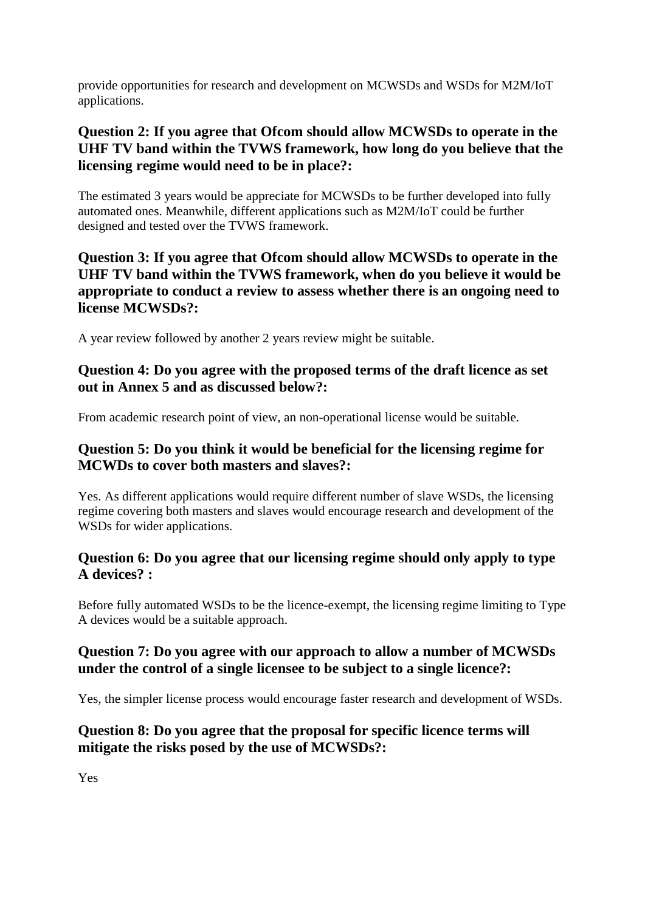provide opportunities for research and development on MCWSDs and WSDs for M2M/IoT applications.

### Question 2: If you agree that Ofcom should allow MCWSDs to operate in the UHF TV band within the TVWS framework, how long do you believe that the licensing regime would need to be in place?:

The estimated 3 years would be appreciate for MCWSDs to be further developed into fully automated ones. Meanwhile, different applications such as M2M/IoT could be further designed and tested over the TVWS framework.

### Question 3: If you agree that Ofcom should allow MCWSDs to operate in the UHF TV band within the TVWS framework, when do you believe it would be appropriate to conduct a review to assess whether there is an ongoing need to license MCWSDs?:

A year review followed by another 2 years review might be suitable.

### Question 4: Do you agree with the proposed terms of the draft licence as set out in Annex 5 and as discussed below?:

From academic research point of view, an non-operational license would be suitable.

### Question 5: Do you think it would be beneficial for the licensing regime for MCWDs to cover both masters and slaves?:

Yes. As different applications would require different number of slave WSDs, the licensing regime covering both masters and slaves would encourage research and development of the WSDs for wider applications.

### Question 6: Do you agree that our licensing regime should only apply to type A devices? :

Before fully automated WSDs to be the licence-exempt, the licensing regime limiting to Type A devices would be a suitable approach.

### Question 7: Do you agree with our approach to allow a number of MCWSDs under the control of a single licensee to be subject to a single licence?:

Yes, the simpler license process would encourage faster research and development of WSDs.

### Question 8: Do you agree that the proposal for specific licence terms will mitigate the risks posed by the use of MCWSDs?:

Yes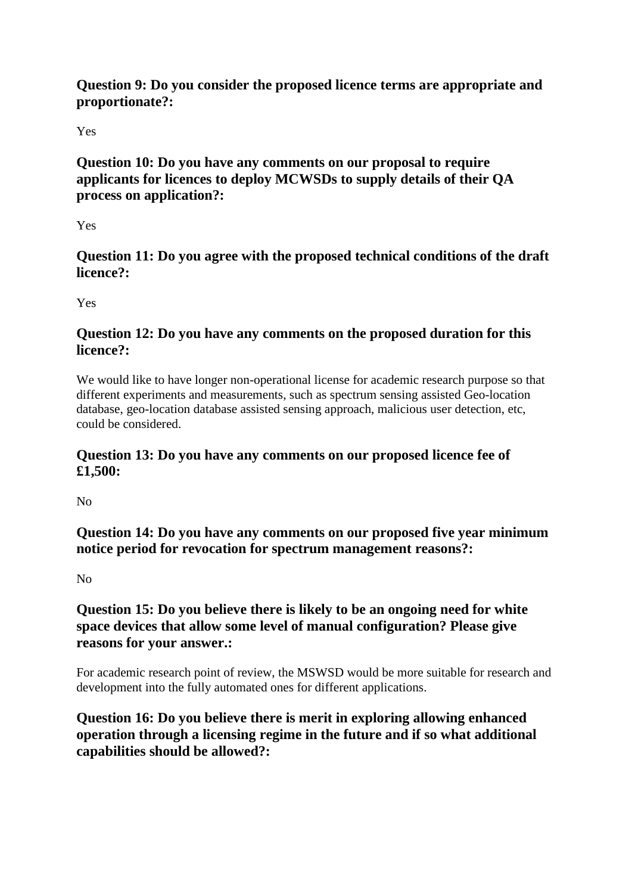### Question 9: Do you consider the proposed licence terms are appropriate and proportionate?:

Yes

### Question 10: Do you have any comments on our proposal to require applicants for licences to deploy MCWSDs to supply details of their QA process on application?:

Yes

### Question 11: Do you agree with the proposed technical conditions of the draft licence?:

Yes

### Question 12: Do you have any comments on the proposed duration for this licence?:

We would like to have longer non-operational license for academic research purpose so that different experiments and measurements, such as spectrum sensing assisted Geo-location database, geo-location database assisted sensing approach, malicious user detection, etc, could be considered.

### Question 13: Do you have any comments on our proposed licence fee of £1,500:

No

### Question 14: Do you have any comments on our proposed five year minimum notice period for revocation for spectrum management reasons?:

No

### Question 15: Do you believe there is likely to be an ongoing need for white space devices that allow some level of manual configuration? Please give reasons for your answer.:

For academic research point of review, the MSWSD would be more suitable for research and development into the fully automated ones for different applications.

### Question 16: Do you believe there is merit in exploring allowing enhanced operation through a licensing regime in the future and if so what additional capabilities should be allowed?: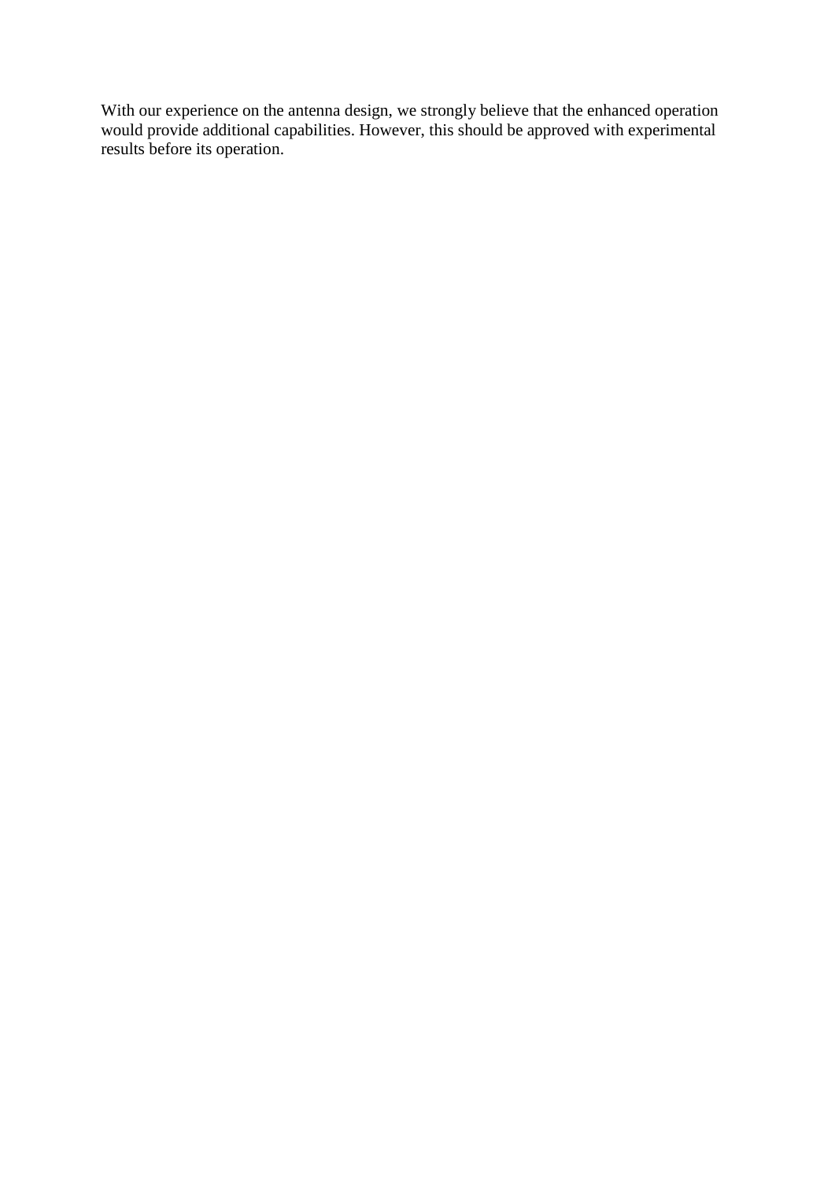With our experience on the antenna design, we strongly believe that the enhanced operation would provide additional capabilities. However, this should be approved with experimental results before its operation.